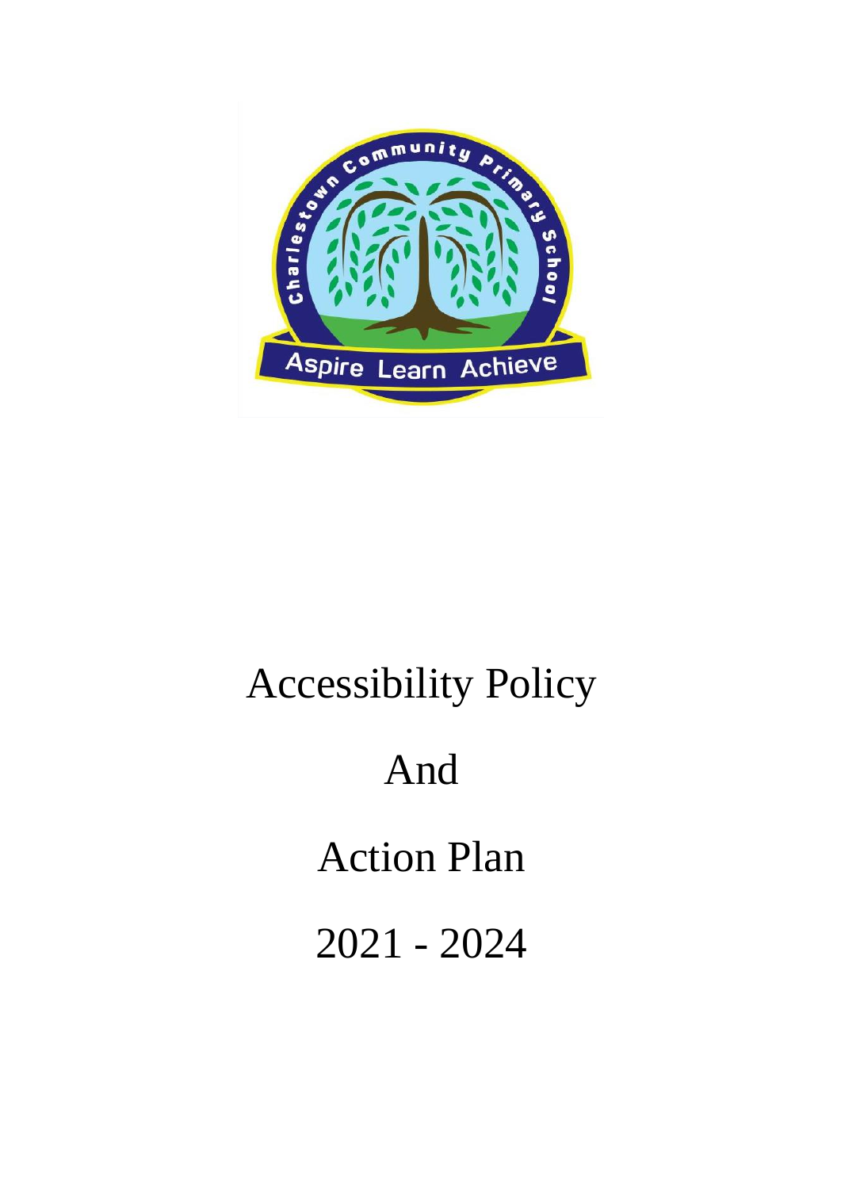# Accessibility Policy

# And

# Action Plan

# 2021 - 2024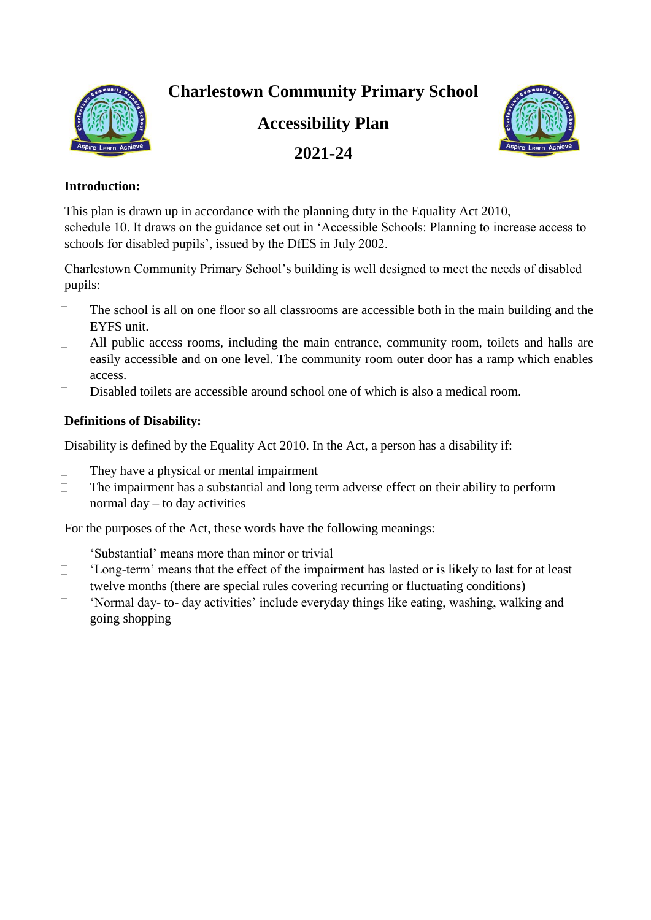# Charlestown Community Primary School

## Accessibility Plan

## 2021-24

**Introduction:**

This plan is drawn up in accordance with the planning duty in the Equality Act 2010, schedule 10. It draws on the guidance set out in 'Accessible Schools: Planning to increase access to schools for disabled pupils', issued by the DfES in July 2002.

Charlestown Community Primary School's building is well designed to meet the needs of disabled pupils:

- The school is all on one floor so all classrooms are accessible both in the main building and the EYFS unit.
- All public access rooms, including the main entrance, community room, toilets and halls are easily accessible and on one level. The community room outer door has a ramp which enables access.
- Disabled toilets are accessible around school one of which is also a medical room.

**Definitions of Disability:**

Disability is defined by the Equality Act 2010. In the Act, a person has a disability if:

- They have a physical or mental impairment
- The impairment has a substantial and long term adverse effect on their ability to perform normal day – to day activities

For the purposes of the Act, these words have the following meanings:

- 'Substantial' means more than minor or trivial
- 'Long-term' means that the effect of the impairment has lasted or is likely to last for at least twelve months (there are special rules covering recurring or fluctuating conditions)
- 'Normal day- to- day activities' include everyday things like eating, washing, walking and going shopping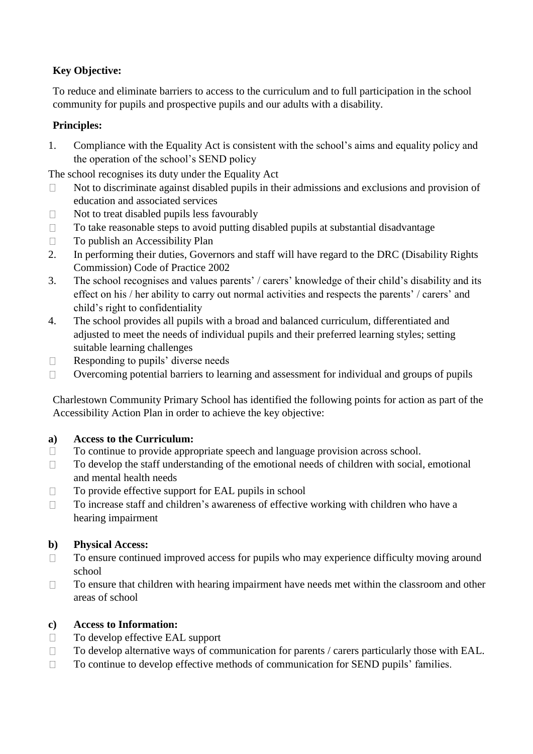**Key Objective:**

To reduce and eliminate barriers to access to the curriculum and to full participation in the school community for pupils and prospective pupils and our adults with a disability.

**Principles:**

1. Compliance with the Equality Act is consistent with the school's aims and equality policy and the operation of the school's SEND policy

The school recognises its duty under the Equality Act

- Not to discriminate against disabled pupils in their admissions and exclusions and provision of education and associated services
- Not to treat disabled pupils less favourably
- To take reasonable steps to avoid putting disabled pupils at substantial disadvantage
- To publish an Accessibility Plan

2. In performing their duties, Governors and staff will have regard to the DRC (Disability Rights Commission) Code of Practice 2002
3. The school recognises and values parents' / carers' knowledge of their child's disability and its effect on his / her ability to carry out normal activities and respects the parents' / carers' and child's right to confidentiality
4. The school provides all pupils with a broad and balanced curriculum, differentiated and adjusted to meet the needs of individual pupils and their preferred learning styles; setting suitable learning challenges

- Responding to pupils' diverse needs
- Overcoming potential barriers to learning and assessment for individual and groups of pupils

Charlestown Community Primary School has identified the following points for action as part of the Accessibility Action Plan in order to achieve the key objective:

**a) Access to the Curriculum:**

- To continue to provide appropriate speech and language provision across school.
- To develop the staff understanding of the emotional needs of children with social, emotional and mental health needs
- To provide effective support for EAL pupils in school
- To increase staff and children's awareness of effective working with children who have a hearing impairment

**b) Physical Access:**

- To ensure continued improved access for pupils who may experience difficulty moving around school
- To ensure that children with hearing impairment have needs met within the classroom and other areas of school

**c) Access to Information:**

- To develop effective EAL support
- To develop alternative ways of communication for parents / carers particularly those with EAL.
- To continue to develop effective methods of communication for SEND pupils' families.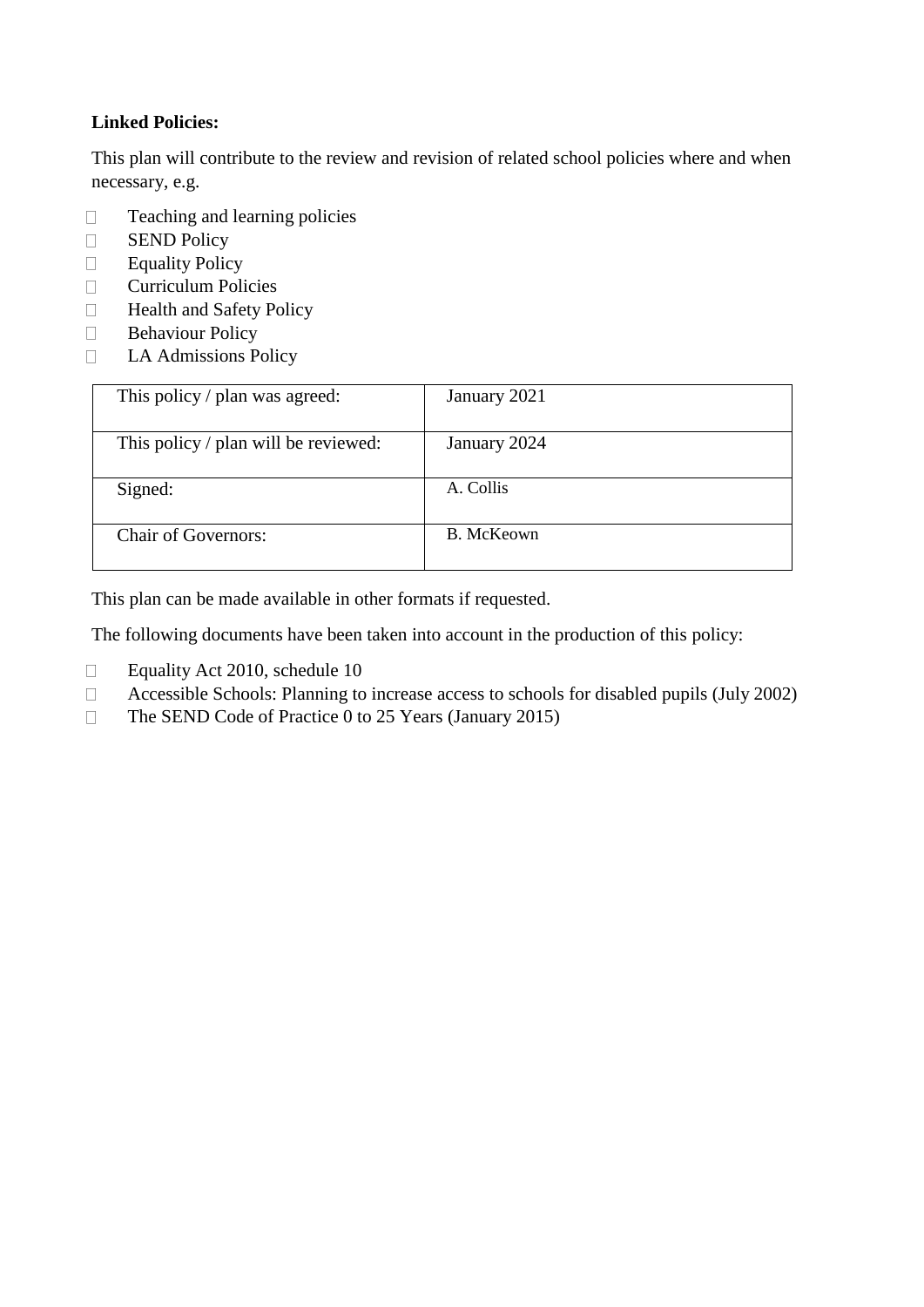**Linked Policies:**

This plan will contribute to the review and revision of related school policies where and when necessary, e.g.

- Teaching and learning policies
- SEND Policy
- Equality Policy
- Curriculum Policies
- Health and Safety Policy
- Behaviour Policy
- LA Admissions Policy

| This policy / plan was agreed: | January 2021 |
|---|---|
| This policy / plan will be reviewed: | January 2024 |
| Signed: | A. Collis |
| Chair of Governors: | B. McKeown |

This plan can be made available in other formats if requested.

The following documents have been taken into account in the production of this policy:

- Equality Act 2010, schedule 10
- Accessible Schools: Planning to increase access to schools for disabled pupils (July 2002)
- The SEND Code of Practice 0 to 25 Years (January 2015)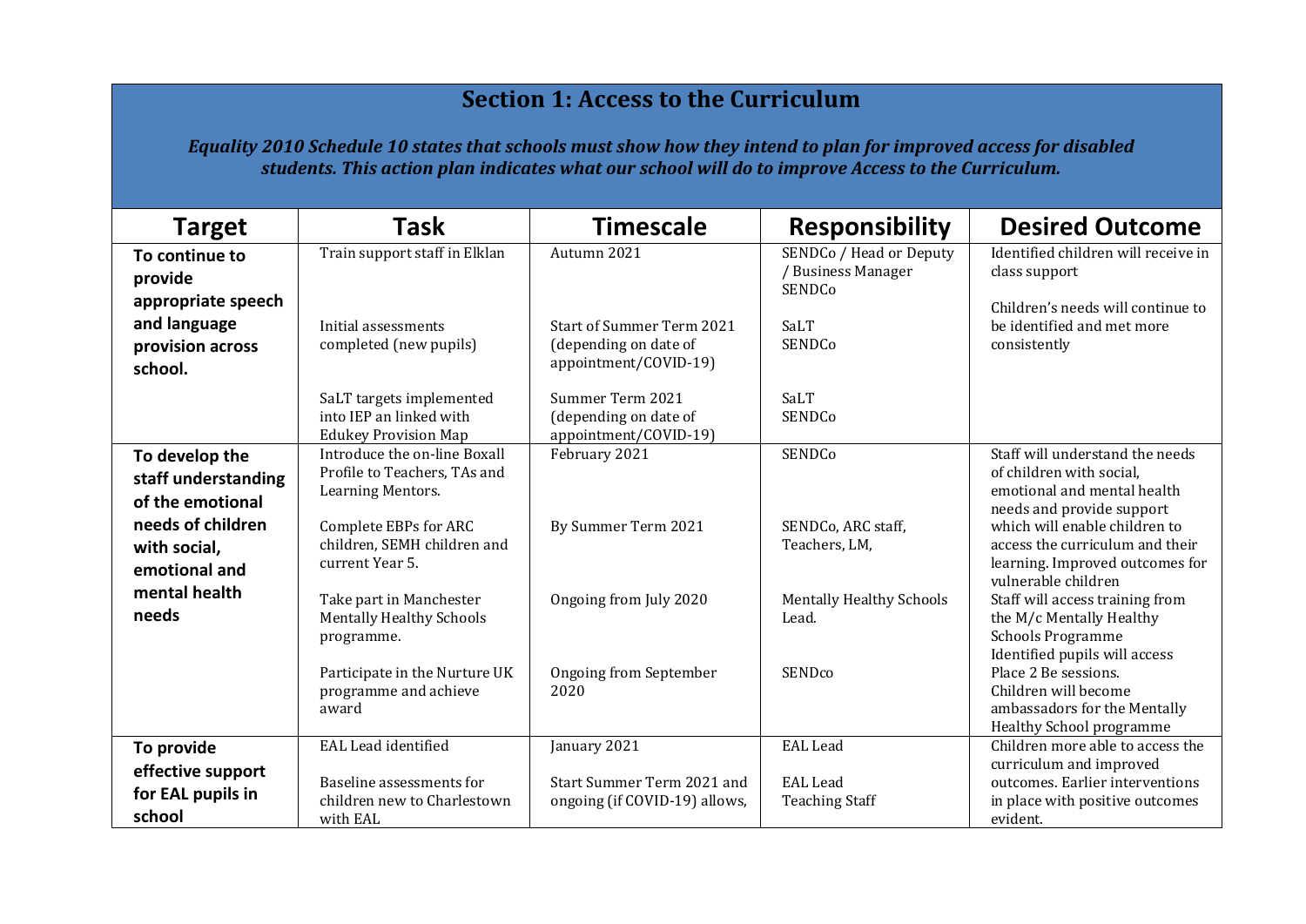## Section 1: Access to the Curriculum

***Equality 2010 Schedule 10 states that schools must show how they intend to plan for improved access for disabled students. This action plan indicates what our school will do to improve Access to the Curriculum.***

| Target | Task | Timescale | Responsibility | Desired Outcome |
|---|---|---|---|---|
| **To continue to provide appropriate speech and language provision across school.** | Train support staff in Elklan<br><br>Initial assessments completed (new pupils)<br><br>SaLT targets implemented into IEP an linked with Edukey Provision Map | Autumn 2021<br><br>Start of Summer Term 2021 (depending on date of appointment/COVID-19)<br><br>Summer Term 2021 (depending on date of appointment/COVID-19) | SENDCo / Head or Deputy / Business Manager SENDCo<br><br>SaLT SENDCo<br><br>SaLT SENDCo | Identified children will receive in class support<br><br>Children's needs will continue to be identified and met more consistently |
| **To develop the staff understanding of the emotional needs of children with social, emotional and mental health needs** | Introduce the on-line Boxall Profile to Teachers, TAs and Learning Mentors.<br><br>Complete EBPs for ARC children, SEMH children and current Year 5.<br><br>Take part in Manchester Mentally Healthy Schools programme.<br><br>Participate in the Nurture UK programme and achieve award | February 2021<br><br>By Summer Term 2021<br><br>Ongoing from July 2020<br><br>Ongoing from September 2020 | SENDCo<br><br>SENDCo, ARC staff, Teachers, LM,<br><br>Mentally Healthy Schools Lead.<br><br>SENDco | Staff will understand the needs of children with social, emotional and mental health needs and provide support which will enable children to access the curriculum and their learning. Improved outcomes for vulnerable children<br>Staff will access training from the M/c Mentally Healthy Schools Programme<br>Identified pupils will access Place 2 Be sessions.<br>Children will become ambassadors for the Mentally Healthy School programme |
| **To provide effective support for EAL pupils in school** | EAL Lead identified<br><br>Baseline assessments for children new to Charlestown with EAL | January 2021<br><br>Start Summer Term 2021 and ongoing (if COVID-19) allows, | EAL Lead<br><br>EAL Lead Teaching Staff | Children more able to access the curriculum and improved outcomes. Earlier interventions in place with positive outcomes evident. |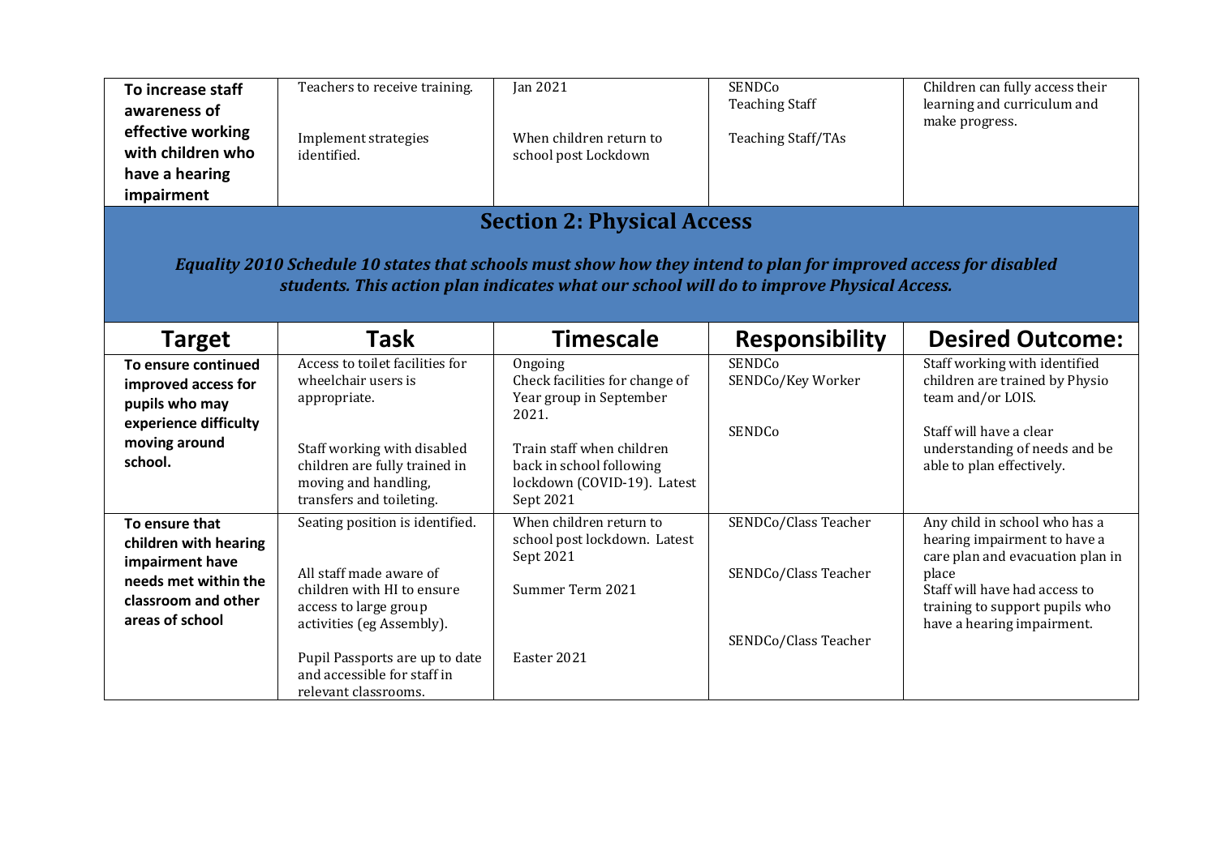| To increase staff awareness of effective working with children who have a hearing impairment | Teachers to receive training.<br><br>Implement strategies identified. | Jan 2021<br><br>When children return to school post Lockdown | SENDCo<br>Teaching Staff<br><br>Teaching Staff/TAs | Children can fully access their learning and curriculum and make progress. |
|---|---|---|---|---|

## Section 2: Physical Access

***Equality 2010 Schedule 10 states that schools must show how they intend to plan for improved access for disabled students. This action plan indicates what our school will do to improve Physical Access.***

| Target | Task | Timescale | Responsibility | Desired Outcome: |
|---|---|---|---|---|
| **To ensure continued improved access for pupils who may experience difficulty moving around school.** | Access to toilet facilities for wheelchair users is appropriate.<br><br>Staff working with disabled children are fully trained in moving and handling, transfers and toileting. | Ongoing<br>Check facilities for change of Year group in September 2021.<br><br>Train staff when children back in school following lockdown (COVID-19). Latest Sept 2021 | SENDCo<br>SENDCo/Key Worker<br><br>SENDCo | Staff working with identified children are trained by Physio team and/or LOIS.<br><br>Staff will have a clear understanding of needs and be able to plan effectively. |
| **To ensure that children with hearing impairment have needs met within the classroom and other areas of school** | Seating position is identified.<br><br>All staff made aware of children with HI to ensure access to large group activities (eg Assembly).<br><br>Pupil Passports are up to date and accessible for staff in relevant classrooms. | When children return to school post lockdown. Latest Sept 2021<br><br>Summer Term 2021<br><br>Easter 2021 | SENDCo/Class Teacher<br><br>SENDCo/Class Teacher<br><br>SENDCo/Class Teacher | Any child in school who has a hearing impairment to have a care plan and evacuation plan in place<br>Staff will have had access to training to support pupils who have a hearing impairment. |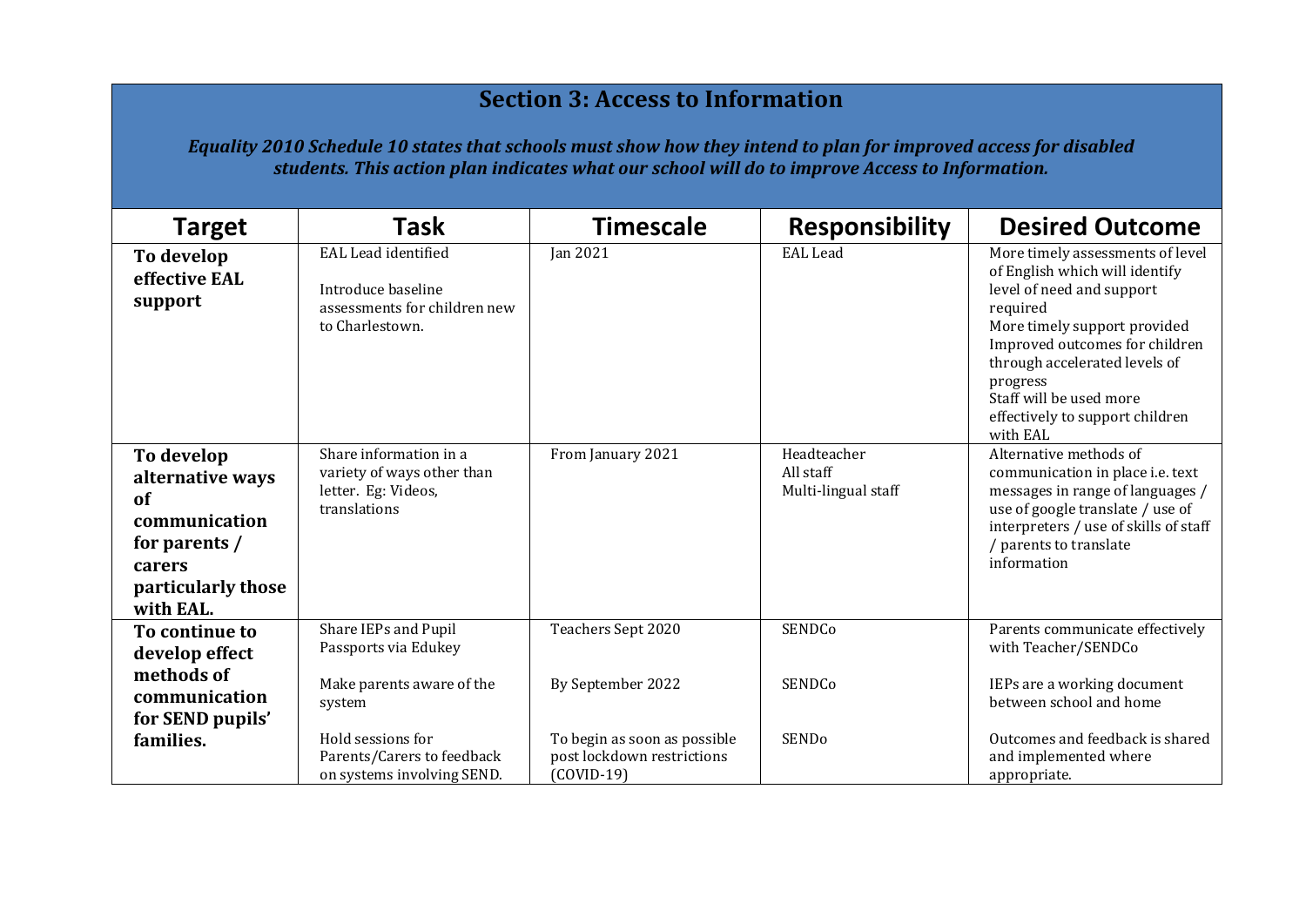## Section 3: Access to Information

***Equality 2010 Schedule 10 states that schools must show how they intend to plan for improved access for disabled students. This action plan indicates what our school will do to improve Access to Information.***

| Target | Task | Timescale | Responsibility | Desired Outcome |
|---|---|---|---|---|
| **To develop effective EAL support** | EAL Lead identified<br><br>Introduce baseline assessments for children new to Charlestown. | Jan 2021 | EAL Lead | More timely assessments of level of English which will identify level of need and support required<br>More timely support provided<br>Improved outcomes for children through accelerated levels of progress<br>Staff will be used more effectively to support children with EAL |
| **To develop alternative ways of communication for parents / carers particularly those with EAL.** | Share information in a variety of ways other than letter. Eg: Videos, translations | From January 2021 | Headteacher<br>All staff<br>Multi-lingual staff | Alternative methods of communication in place i.e. text messages in range of languages / use of google translate / use of interpreters / use of skills of staff / parents to translate information |
| **To continue to develop effect methods of communication for SEND pupils' families.** | Share IEPs and Pupil Passports via Edukey<br><br>Make parents aware of the system<br><br>Hold sessions for Parents/Carers to feedback on systems involving SEND. | Teachers Sept 2020<br><br>By September 2022<br><br>To begin as soon as possible post lockdown restrictions (COVID-19) | SENDCo<br><br>SENDCo<br><br>SENDo | Parents communicate effectively with Teacher/SENDCo<br><br>IEPs are a working document between school and home<br><br>Outcomes and feedback is shared and implemented where appropriate. |